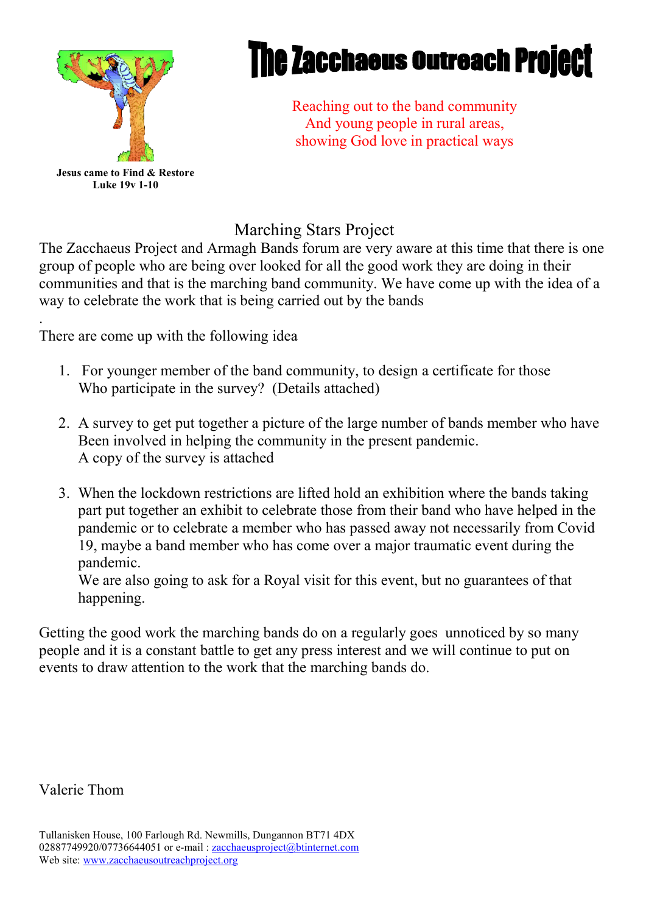# The Zacchaeus Outreach Project

Reaching out to the band community
And young people in rural areas,
showing God love in practical ways

**Jesus came to Find & Restore**
**Luke 19v 1-10**

## Marching Stars Project

The Zacchaeus Project and Armagh Bands forum are very aware at this time that there is one group of people who are being over looked for all the good work they are doing in their communities and that is the marching band community. We have come up with the idea of a way to celebrate the work that is being carried out by the bands

.

There are come up with the following idea

1. For younger member of the band community, to design a certificate for those Who participate in the survey? (Details attached)

2. A survey to get put together a picture of the large number of bands member who have Been involved in helping the community in the present pandemic.
   A copy of the survey is attached

3. When the lockdown restrictions are lifted hold an exhibition where the bands taking part put together an exhibit to celebrate those from their band who have helped in the pandemic or to celebrate a member who has passed away not necessarily from Covid 19, maybe a band member who has come over a major traumatic event during the pandemic.
   We are also going to ask for a Royal visit for this event, but no guarantees of that happening.

Getting the good work the marching bands do on a regularly goes unnoticed by so many people and it is a constant battle to get any press interest and we will continue to put on events to draw attention to the work that the marching bands do.

Valerie Thom

Tullanisken House, 100 Farlough Rd. Newmills, Dungannon BT71 4DX
02887749920/07736644051 or e-mail : zacchaeusproject@btinternet.com
Web site: www.zacchaeusoutreachproject.org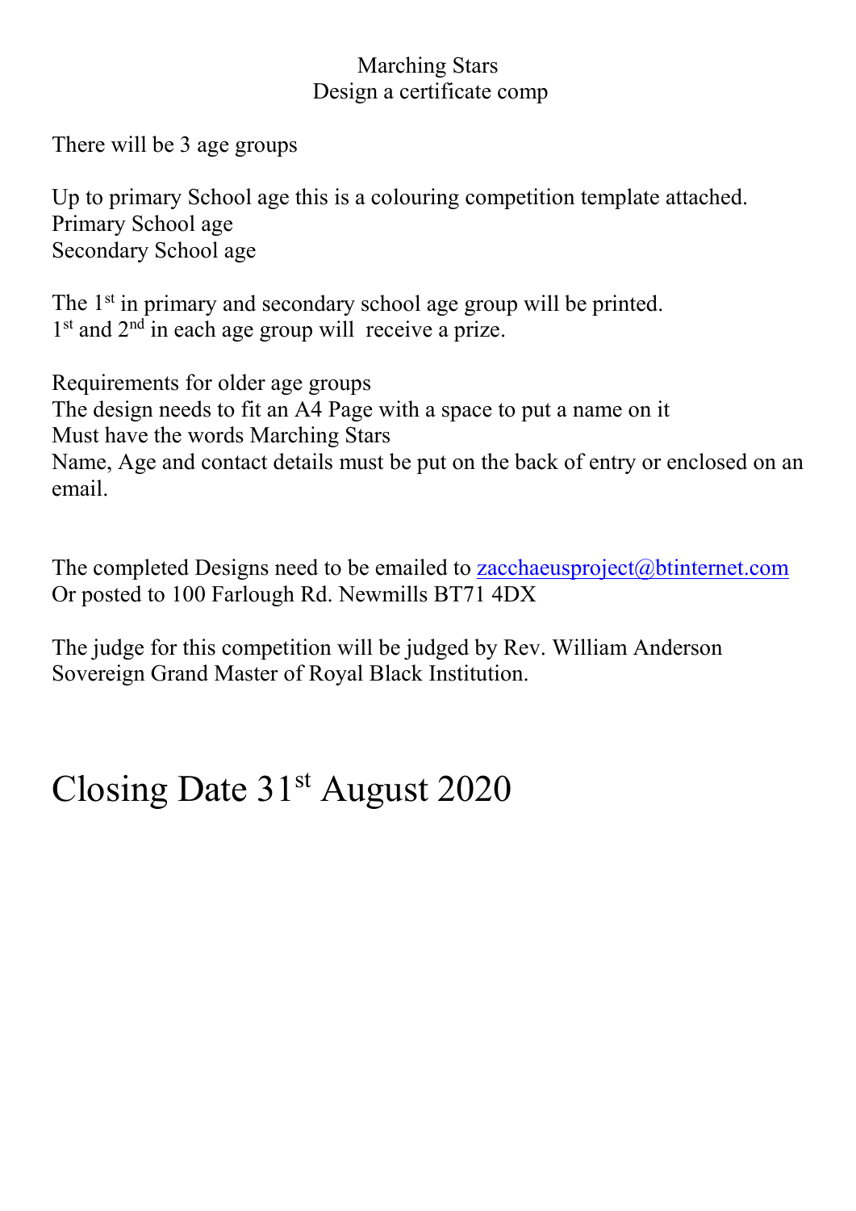# Marching Stars
## Design a certificate comp

There will be 3 age groups

Up to primary School age this is a colouring competition template attached.
Primary School age
Secondary School age

The 1st in primary and secondary school age group will be printed.
1st and 2nd in each age group will receive a prize.

Requirements for older age groups
The design needs to fit an A4 Page with a space to put a name on it
Must have the words Marching Stars
Name, Age and contact details must be put on the back of entry or enclosed on an email.

The completed Designs need to be emailed to zacchaeusproject@btinternet.com
Or posted to 100 Farlough Rd. Newmills BT71 4DX

The judge for this competition will be judged by Rev. William Anderson
Sovereign Grand Master of Royal Black Institution.

# Closing Date 31st August 2020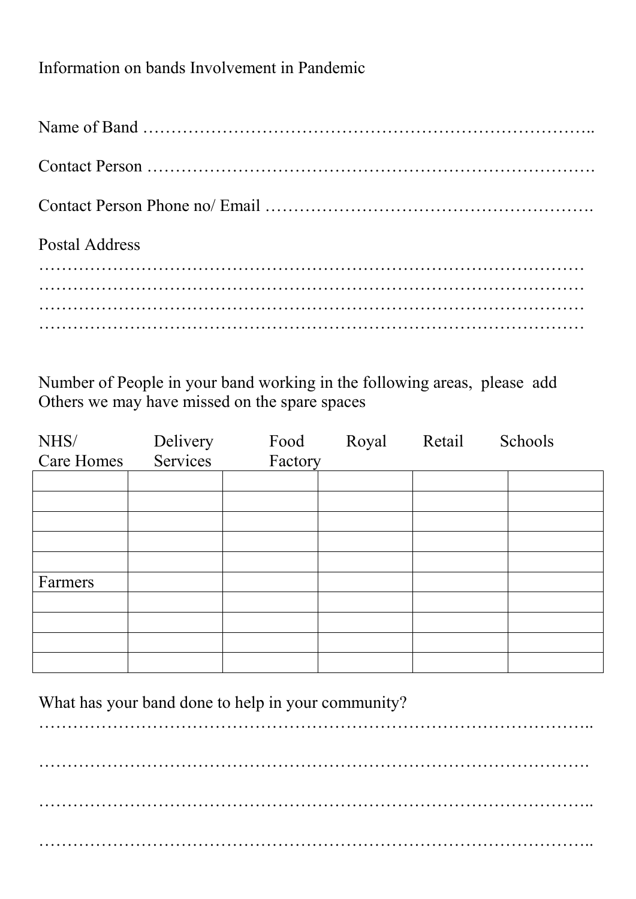Information on bands Involvement in Pandemic

Name of Band ……………………………………………………………………..

Contact Person …………………………………………………………………….

Contact Person Phone no/ Email ………………………………………………….

Postal Address

……………………………………………………………………………………
……………………………………………………………………………………
……………………………………………………………………………………
……………………………………………………………………………………

Number of People in your band working in the following areas, please add Others we may have missed on the spare spaces

| NHS/ Care Homes | Delivery Services | Food Factory | Royal | Retail | Schools |
|---|---|---|---|---|---|
| | | | | | |
| | | | | | |
| | | | | | |
| | | | | | |
| | | | | | |
| Farmers | | | | | |
| | | | | | |
| | | | | | |
| | | | | | |
| | | | | | |

What has your band done to help in your community?

……………………………………………………………………………………..

…………………………………………………………………………………….

……………………………………………………………………………………..

……………………………………………………………………………………..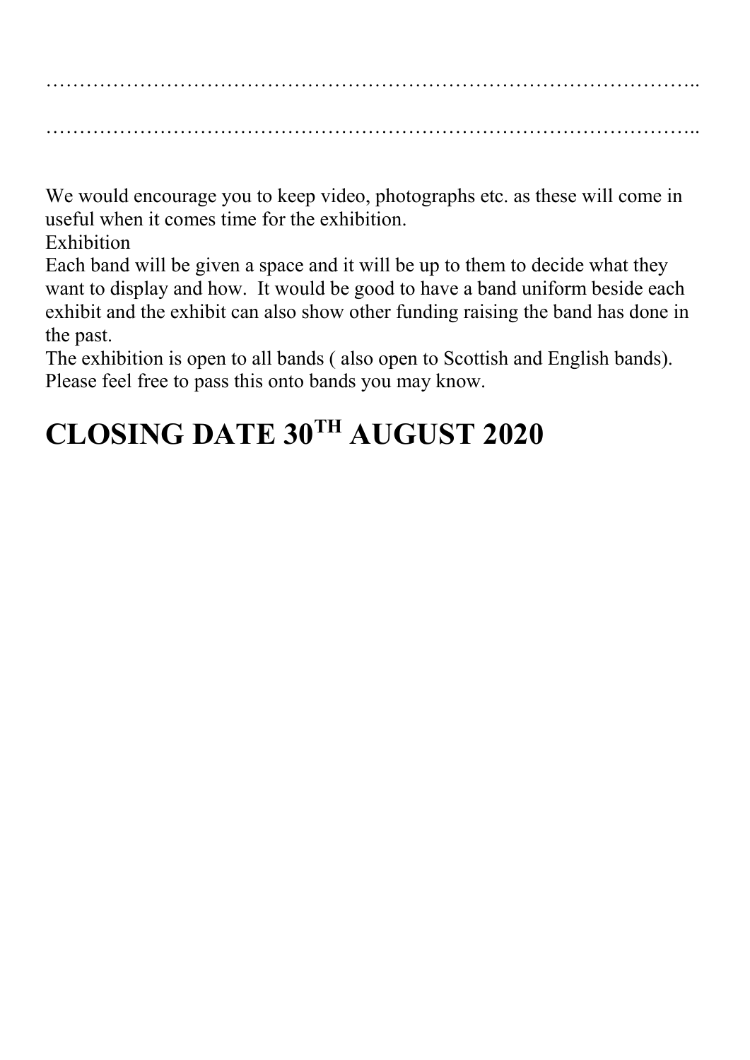……………………………………………………………………………………..

……………………………………………………………………………………..

We would encourage you to keep video, photographs etc. as these will come in useful when it comes time for the exhibition.

Exhibition

Each band will be given a space and it will be up to them to decide what they want to display and how. It would be good to have a band uniform beside each exhibit and the exhibit can also show other funding raising the band has done in the past.

The exhibition is open to all bands ( also open to Scottish and English bands). Please feel free to pass this onto bands you may know.

# CLOSING DATE 30TH AUGUST 2020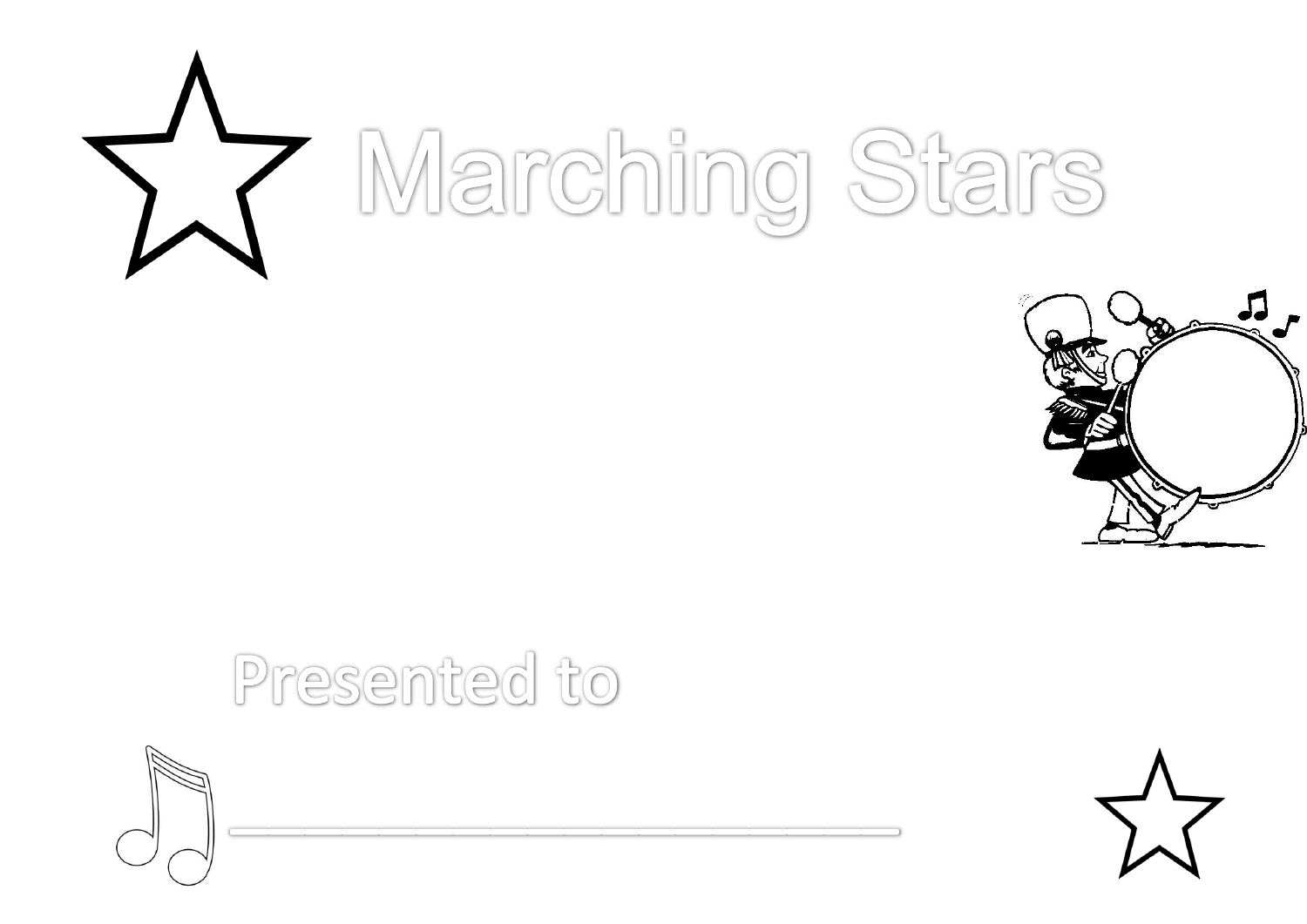# Marching Stars

Presented to

____________________